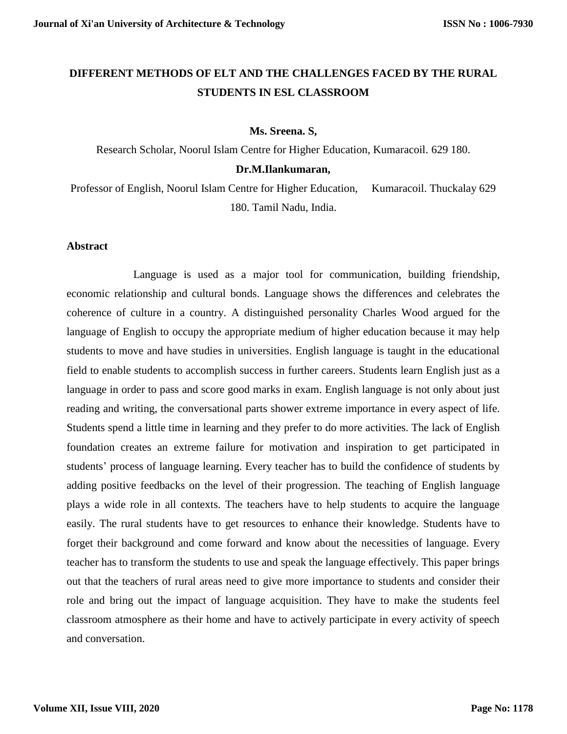# DIFFERENT METHODS OF ELT AND THE CHALLENGES FACED BY THE RURAL STUDENTS IN ESL CLASSROOM

**Ms. Sreena. S,**

Research Scholar, Noorul Islam Centre for Higher Education, Kumaracoil. 629 180.

**Dr.M.Ilankumaran,**

Professor of English, Noorul Islam Centre for Higher Education, Kumaracoil. Thuckalay 629 180. Tamil Nadu, India.

## Abstract

Language is used as a major tool for communication, building friendship, economic relationship and cultural bonds. Language shows the differences and celebrates the coherence of culture in a country. A distinguished personality Charles Wood argued for the language of English to occupy the appropriate medium of higher education because it may help students to move and have studies in universities. English language is taught in the educational field to enable students to accomplish success in further careers. Students learn English just as a language in order to pass and score good marks in exam. English language is not only about just reading and writing, the conversational parts shower extreme importance in every aspect of life. Students spend a little time in learning and they prefer to do more activities. The lack of English foundation creates an extreme failure for motivation and inspiration to get participated in students' process of language learning. Every teacher has to build the confidence of students by adding positive feedbacks on the level of their progression. The teaching of English language plays a wide role in all contexts. The teachers have to help students to acquire the language easily. The rural students have to get resources to enhance their knowledge. Students have to forget their background and come forward and know about the necessities of language. Every teacher has to transform the students to use and speak the language effectively. This paper brings out that the teachers of rural areas need to give more importance to students and consider their role and bring out the impact of language acquisition. They have to make the students feel classroom atmosphere as their home and have to actively participate in every activity of speech and conversation.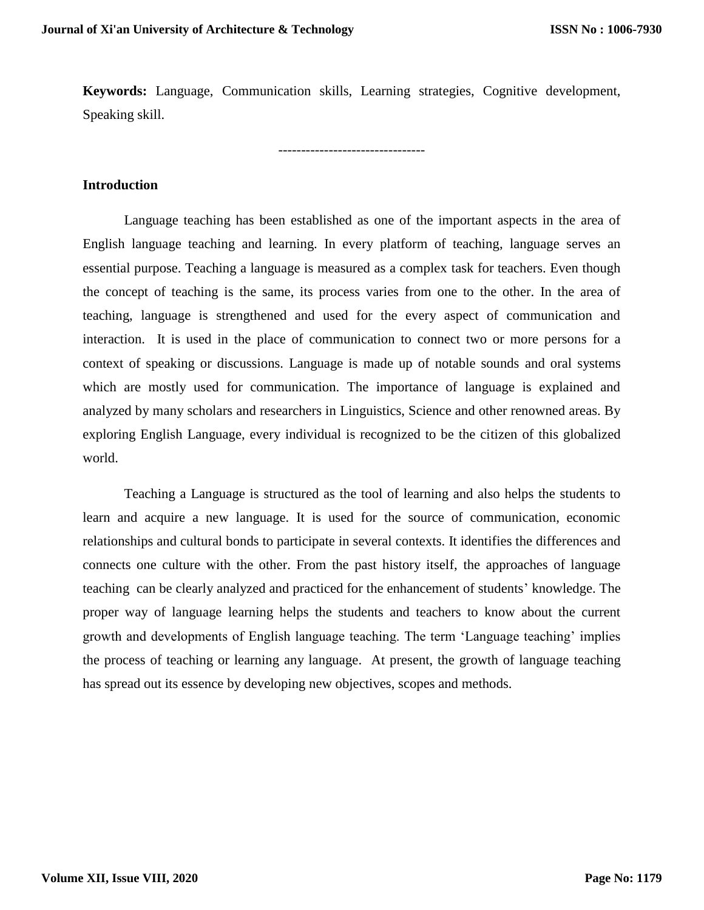**Keywords:** Language, Communication skills, Learning strategies, Cognitive development, Speaking skill.

--------------------------------

## Introduction

Language teaching has been established as one of the important aspects in the area of English language teaching and learning. In every platform of teaching, language serves an essential purpose. Teaching a language is measured as a complex task for teachers. Even though the concept of teaching is the same, its process varies from one to the other. In the area of teaching, language is strengthened and used for the every aspect of communication and interaction. It is used in the place of communication to connect two or more persons for a context of speaking or discussions. Language is made up of notable sounds and oral systems which are mostly used for communication. The importance of language is explained and analyzed by many scholars and researchers in Linguistics, Science and other renowned areas. By exploring English Language, every individual is recognized to be the citizen of this globalized world.

Teaching a Language is structured as the tool of learning and also helps the students to learn and acquire a new language. It is used for the source of communication, economic relationships and cultural bonds to participate in several contexts. It identifies the differences and connects one culture with the other. From the past history itself, the approaches of language teaching can be clearly analyzed and practiced for the enhancement of students' knowledge. The proper way of language learning helps the students and teachers to know about the current growth and developments of English language teaching. The term 'Language teaching' implies the process of teaching or learning any language. At present, the growth of language teaching has spread out its essence by developing new objectives, scopes and methods.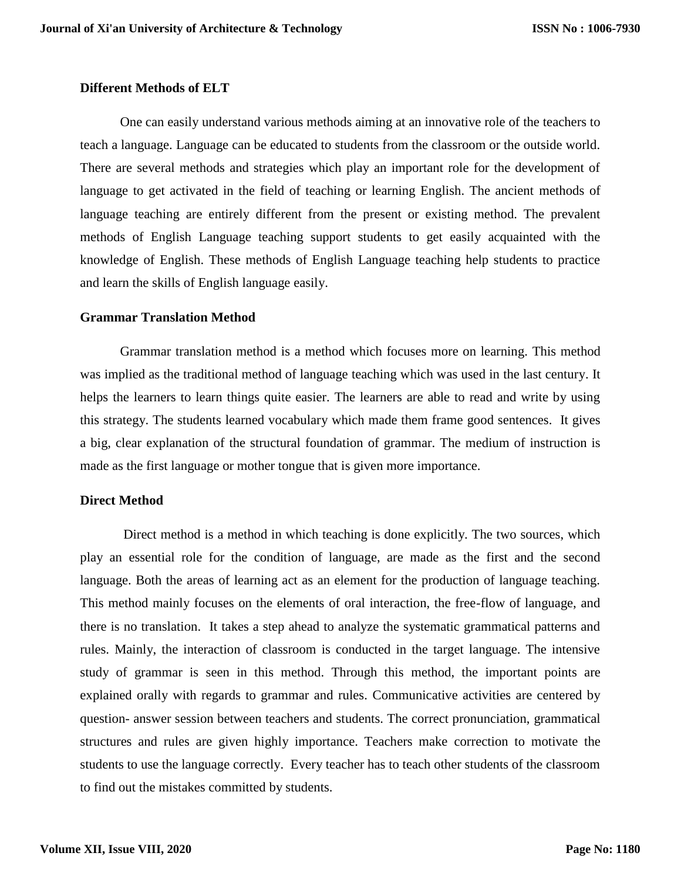**Different Methods of ELT**

One can easily understand various methods aiming at an innovative role of the teachers to teach a language. Language can be educated to students from the classroom or the outside world. There are several methods and strategies which play an important role for the development of language to get activated in the field of teaching or learning English. The ancient methods of language teaching are entirely different from the present or existing method. The prevalent methods of English Language teaching support students to get easily acquainted with the knowledge of English. These methods of English Language teaching help students to practice and learn the skills of English language easily.

**Grammar Translation Method**

Grammar translation method is a method which focuses more on learning. This method was implied as the traditional method of language teaching which was used in the last century. It helps the learners to learn things quite easier. The learners are able to read and write by using this strategy. The students learned vocabulary which made them frame good sentences. It gives a big, clear explanation of the structural foundation of grammar. The medium of instruction is made as the first language or mother tongue that is given more importance.

**Direct Method**

Direct method is a method in which teaching is done explicitly. The two sources, which play an essential role for the condition of language, are made as the first and the second language. Both the areas of learning act as an element for the production of language teaching. This method mainly focuses on the elements of oral interaction, the free-flow of language, and there is no translation. It takes a step ahead to analyze the systematic grammatical patterns and rules. Mainly, the interaction of classroom is conducted in the target language. The intensive study of grammar is seen in this method. Through this method, the important points are explained orally with regards to grammar and rules. Communicative activities are centered by question- answer session between teachers and students. The correct pronunciation, grammatical structures and rules are given highly importance. Teachers make correction to motivate the students to use the language correctly. Every teacher has to teach other students of the classroom to find out the mistakes committed by students.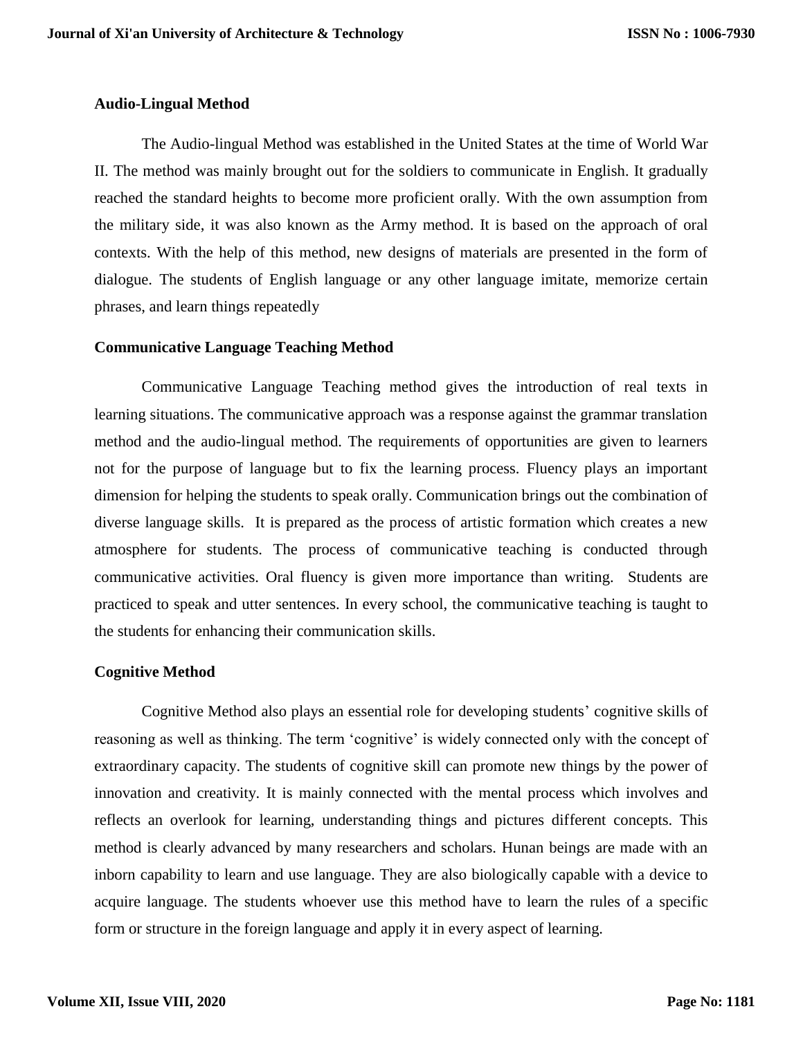## Audio-Lingual Method

The Audio-lingual Method was established in the United States at the time of World War II. The method was mainly brought out for the soldiers to communicate in English. It gradually reached the standard heights to become more proficient orally. With the own assumption from the military side, it was also known as the Army method. It is based on the approach of oral contexts. With the help of this method, new designs of materials are presented in the form of dialogue. The students of English language or any other language imitate, memorize certain phrases, and learn things repeatedly

## Communicative Language Teaching Method

Communicative Language Teaching method gives the introduction of real texts in learning situations. The communicative approach was a response against the grammar translation method and the audio-lingual method. The requirements of opportunities are given to learners not for the purpose of language but to fix the learning process. Fluency plays an important dimension for helping the students to speak orally. Communication brings out the combination of diverse language skills. It is prepared as the process of artistic formation which creates a new atmosphere for students. The process of communicative teaching is conducted through communicative activities. Oral fluency is given more importance than writing. Students are practiced to speak and utter sentences. In every school, the communicative teaching is taught to the students for enhancing their communication skills.

## Cognitive Method

Cognitive Method also plays an essential role for developing students' cognitive skills of reasoning as well as thinking. The term 'cognitive' is widely connected only with the concept of extraordinary capacity. The students of cognitive skill can promote new things by the power of innovation and creativity. It is mainly connected with the mental process which involves and reflects an overlook for learning, understanding things and pictures different concepts. This method is clearly advanced by many researchers and scholars. Hunan beings are made with an inborn capability to learn and use language. They are also biologically capable with a device to acquire language. The students whoever use this method have to learn the rules of a specific form or structure in the foreign language and apply it in every aspect of learning.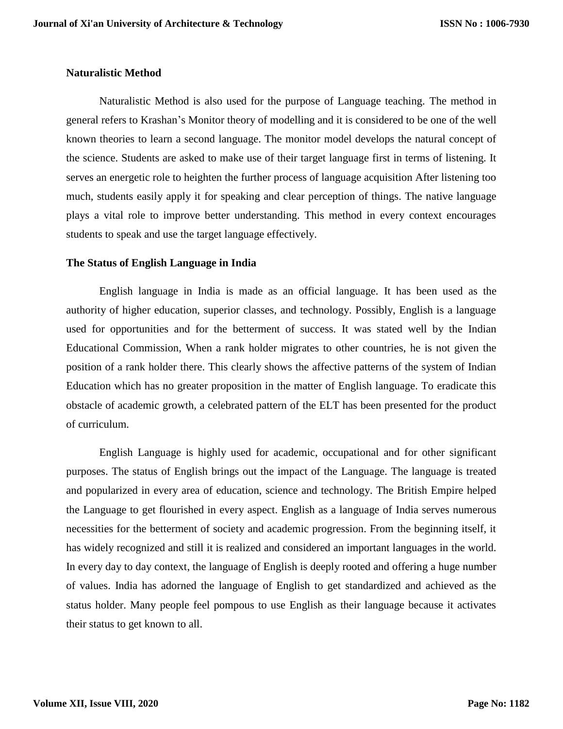### Naturalistic Method

Naturalistic Method is also used for the purpose of Language teaching. The method in general refers to Krashan's Monitor theory of modelling and it is considered to be one of the well known theories to learn a second language. The monitor model develops the natural concept of the science. Students are asked to make use of their target language first in terms of listening. It serves an energetic role to heighten the further process of language acquisition After listening too much, students easily apply it for speaking and clear perception of things. The native language plays a vital role to improve better understanding. This method in every context encourages students to speak and use the target language effectively.

### The Status of English Language in India

English language in India is made as an official language. It has been used as the authority of higher education, superior classes, and technology. Possibly, English is a language used for opportunities and for the betterment of success. It was stated well by the Indian Educational Commission, When a rank holder migrates to other countries, he is not given the position of a rank holder there. This clearly shows the affective patterns of the system of Indian Education which has no greater proposition in the matter of English language. To eradicate this obstacle of academic growth, a celebrated pattern of the ELT has been presented for the product of curriculum.

English Language is highly used for academic, occupational and for other significant purposes. The status of English brings out the impact of the Language. The language is treated and popularized in every area of education, science and technology. The British Empire helped the Language to get flourished in every aspect. English as a language of India serves numerous necessities for the betterment of society and academic progression. From the beginning itself, it has widely recognized and still it is realized and considered an important languages in the world. In every day to day context, the language of English is deeply rooted and offering a huge number of values. India has adorned the language of English to get standardized and achieved as the status holder. Many people feel pompous to use English as their language because it activates their status to get known to all.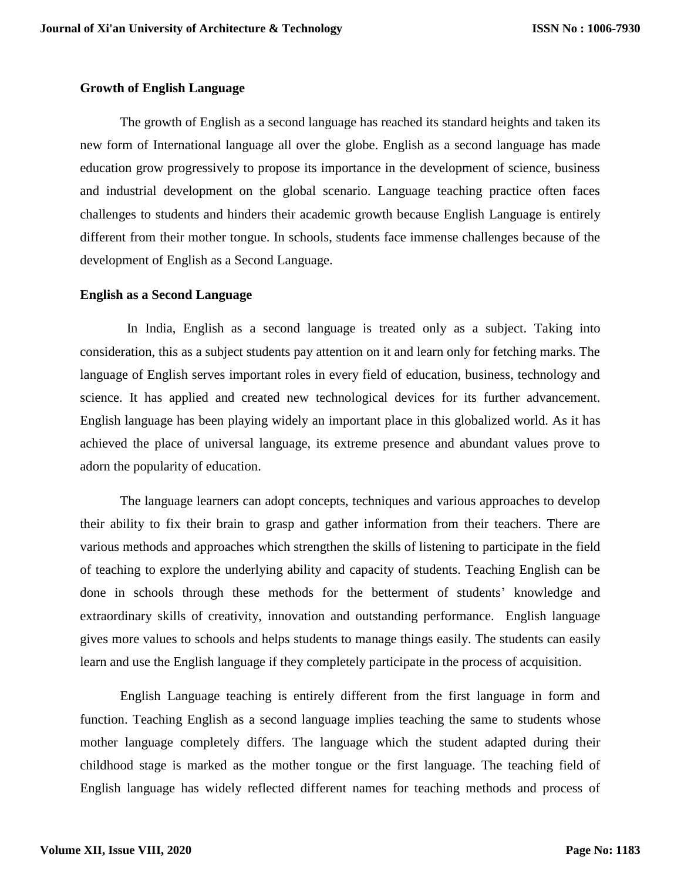**Growth of English Language**

The growth of English as a second language has reached its standard heights and taken its new form of International language all over the globe. English as a second language has made education grow progressively to propose its importance in the development of science, business and industrial development on the global scenario. Language teaching practice often faces challenges to students and hinders their academic growth because English Language is entirely different from their mother tongue. In schools, students face immense challenges because of the development of English as a Second Language.

**English as a Second Language**

In India, English as a second language is treated only as a subject. Taking into consideration, this as a subject students pay attention on it and learn only for fetching marks. The language of English serves important roles in every field of education, business, technology and science. It has applied and created new technological devices for its further advancement. English language has been playing widely an important place in this globalized world. As it has achieved the place of universal language, its extreme presence and abundant values prove to adorn the popularity of education.

The language learners can adopt concepts, techniques and various approaches to develop their ability to fix their brain to grasp and gather information from their teachers. There are various methods and approaches which strengthen the skills of listening to participate in the field of teaching to explore the underlying ability and capacity of students. Teaching English can be done in schools through these methods for the betterment of students' knowledge and extraordinary skills of creativity, innovation and outstanding performance. English language gives more values to schools and helps students to manage things easily. The students can easily learn and use the English language if they completely participate in the process of acquisition.

English Language teaching is entirely different from the first language in form and function. Teaching English as a second language implies teaching the same to students whose mother language completely differs. The language which the student adapted during their childhood stage is marked as the mother tongue or the first language. The teaching field of English language has widely reflected different names for teaching methods and process of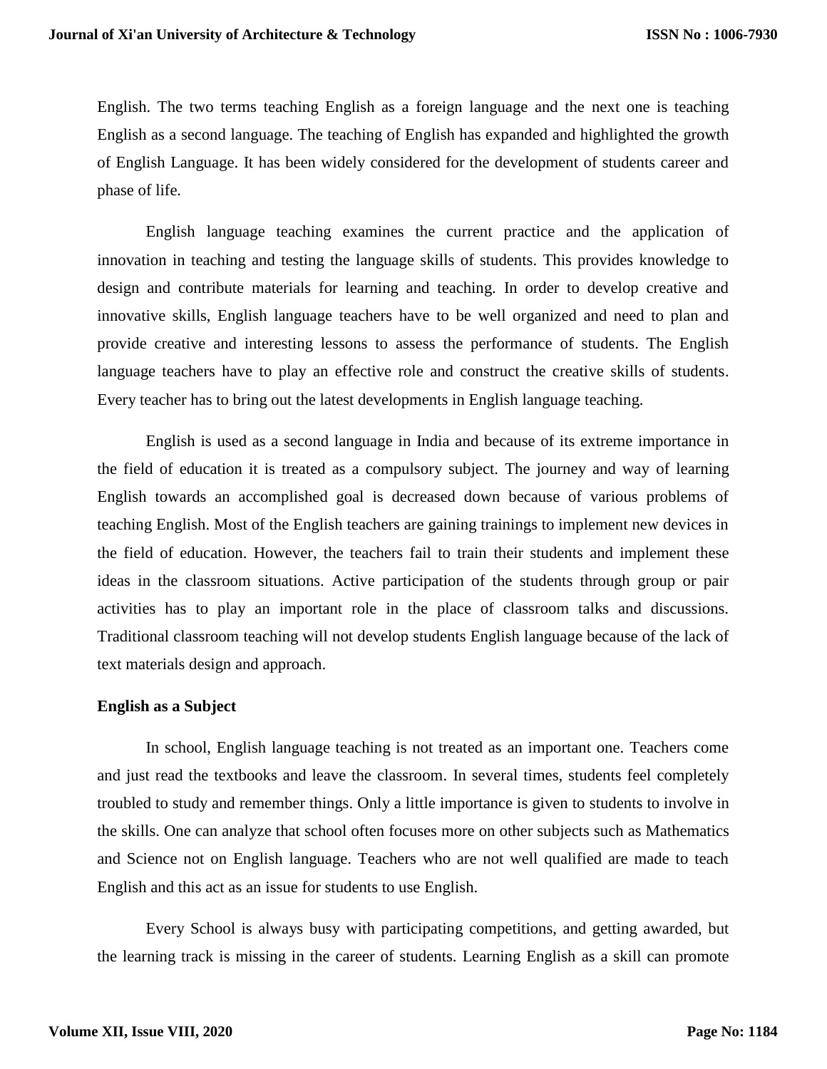English. The two terms teaching English as a foreign language and the next one is teaching English as a second language. The teaching of English has expanded and highlighted the growth of English Language. It has been widely considered for the development of students career and phase of life.

English language teaching examines the current practice and the application of innovation in teaching and testing the language skills of students. This provides knowledge to design and contribute materials for learning and teaching. In order to develop creative and innovative skills, English language teachers have to be well organized and need to plan and provide creative and interesting lessons to assess the performance of students. The English language teachers have to play an effective role and construct the creative skills of students. Every teacher has to bring out the latest developments in English language teaching.

English is used as a second language in India and because of its extreme importance in the field of education it is treated as a compulsory subject. The journey and way of learning English towards an accomplished goal is decreased down because of various problems of teaching English. Most of the English teachers are gaining trainings to implement new devices in the field of education. However, the teachers fail to train their students and implement these ideas in the classroom situations. Active participation of the students through group or pair activities has to play an important role in the place of classroom talks and discussions. Traditional classroom teaching will not develop students English language because of the lack of text materials design and approach.

**English as a Subject**

In school, English language teaching is not treated as an important one. Teachers come and just read the textbooks and leave the classroom. In several times, students feel completely troubled to study and remember things. Only a little importance is given to students to involve in the skills. One can analyze that school often focuses more on other subjects such as Mathematics and Science not on English language. Teachers who are not well qualified are made to teach English and this act as an issue for students to use English.

Every School is always busy with participating competitions, and getting awarded, but the learning track is missing in the career of students. Learning English as a skill can promote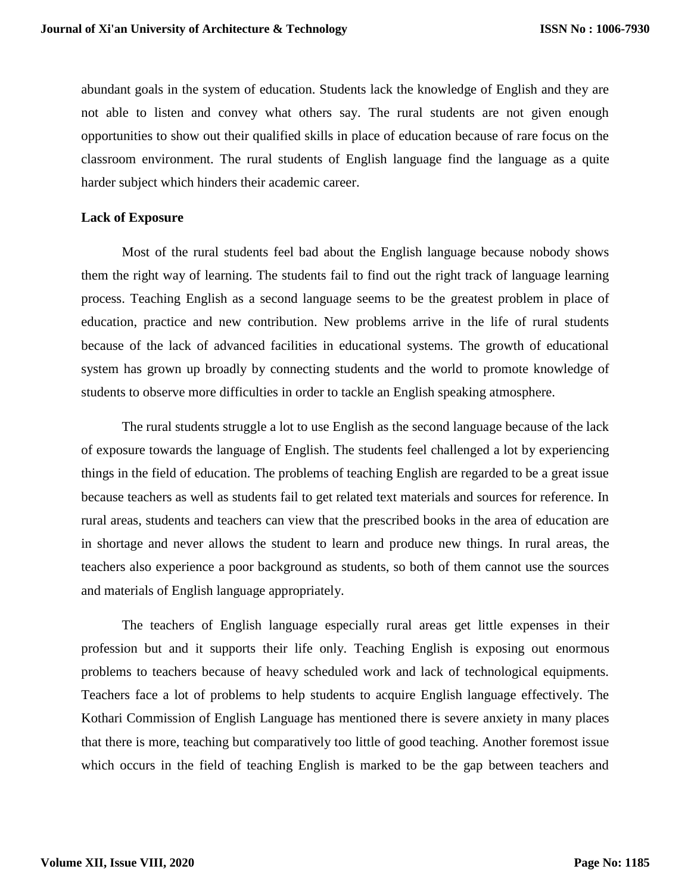abundant goals in the system of education. Students lack the knowledge of English and they are not able to listen and convey what others say. The rural students are not given enough opportunities to show out their qualified skills in place of education because of rare focus on the classroom environment. The rural students of English language find the language as a quite harder subject which hinders their academic career.

**Lack of Exposure**

Most of the rural students feel bad about the English language because nobody shows them the right way of learning. The students fail to find out the right track of language learning process. Teaching English as a second language seems to be the greatest problem in place of education, practice and new contribution. New problems arrive in the life of rural students because of the lack of advanced facilities in educational systems. The growth of educational system has grown up broadly by connecting students and the world to promote knowledge of students to observe more difficulties in order to tackle an English speaking atmosphere.

The rural students struggle a lot to use English as the second language because of the lack of exposure towards the language of English. The students feel challenged a lot by experiencing things in the field of education. The problems of teaching English are regarded to be a great issue because teachers as well as students fail to get related text materials and sources for reference. In rural areas, students and teachers can view that the prescribed books in the area of education are in shortage and never allows the student to learn and produce new things. In rural areas, the teachers also experience a poor background as students, so both of them cannot use the sources and materials of English language appropriately.

The teachers of English language especially rural areas get little expenses in their profession but and it supports their life only. Teaching English is exposing out enormous problems to teachers because of heavy scheduled work and lack of technological equipments. Teachers face a lot of problems to help students to acquire English language effectively. The Kothari Commission of English Language has mentioned there is severe anxiety in many places that there is more, teaching but comparatively too little of good teaching. Another foremost issue which occurs in the field of teaching English is marked to be the gap between teachers and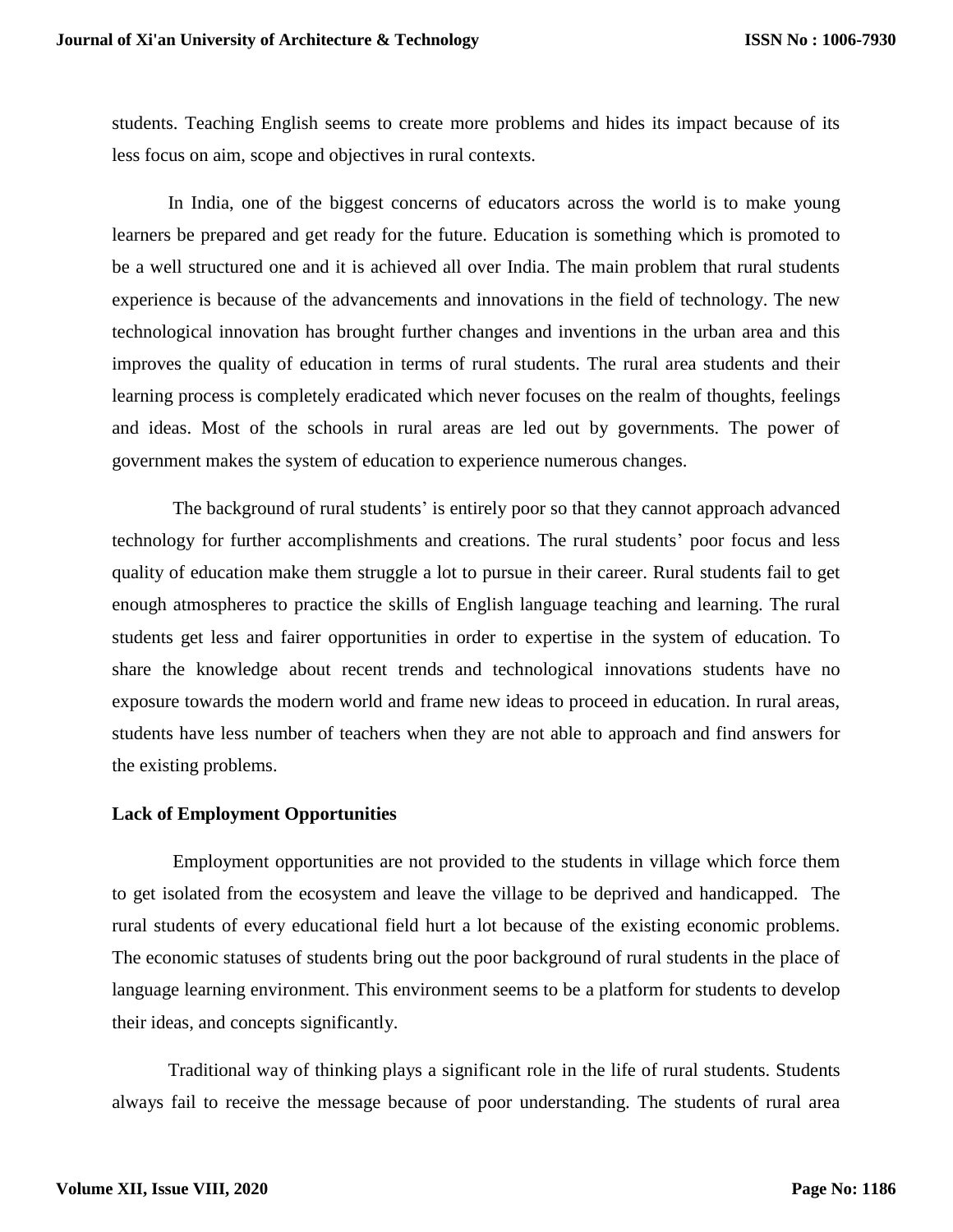students. Teaching English seems to create more problems and hides its impact because of its less focus on aim, scope and objectives in rural contexts.

In India, one of the biggest concerns of educators across the world is to make young learners be prepared and get ready for the future. Education is something which is promoted to be a well structured one and it is achieved all over India. The main problem that rural students experience is because of the advancements and innovations in the field of technology. The new technological innovation has brought further changes and inventions in the urban area and this improves the quality of education in terms of rural students. The rural area students and their learning process is completely eradicated which never focuses on the realm of thoughts, feelings and ideas. Most of the schools in rural areas are led out by governments. The power of government makes the system of education to experience numerous changes.

The background of rural students' is entirely poor so that they cannot approach advanced technology for further accomplishments and creations. The rural students' poor focus and less quality of education make them struggle a lot to pursue in their career. Rural students fail to get enough atmospheres to practice the skills of English language teaching and learning. The rural students get less and fairer opportunities in order to expertise in the system of education. To share the knowledge about recent trends and technological innovations students have no exposure towards the modern world and frame new ideas to proceed in education. In rural areas, students have less number of teachers when they are not able to approach and find answers for the existing problems.

**Lack of Employment Opportunities**

Employment opportunities are not provided to the students in village which force them to get isolated from the ecosystem and leave the village to be deprived and handicapped. The rural students of every educational field hurt a lot because of the existing economic problems. The economic statuses of students bring out the poor background of rural students in the place of language learning environment. This environment seems to be a platform for students to develop their ideas, and concepts significantly.

Traditional way of thinking plays a significant role in the life of rural students. Students always fail to receive the message because of poor understanding. The students of rural area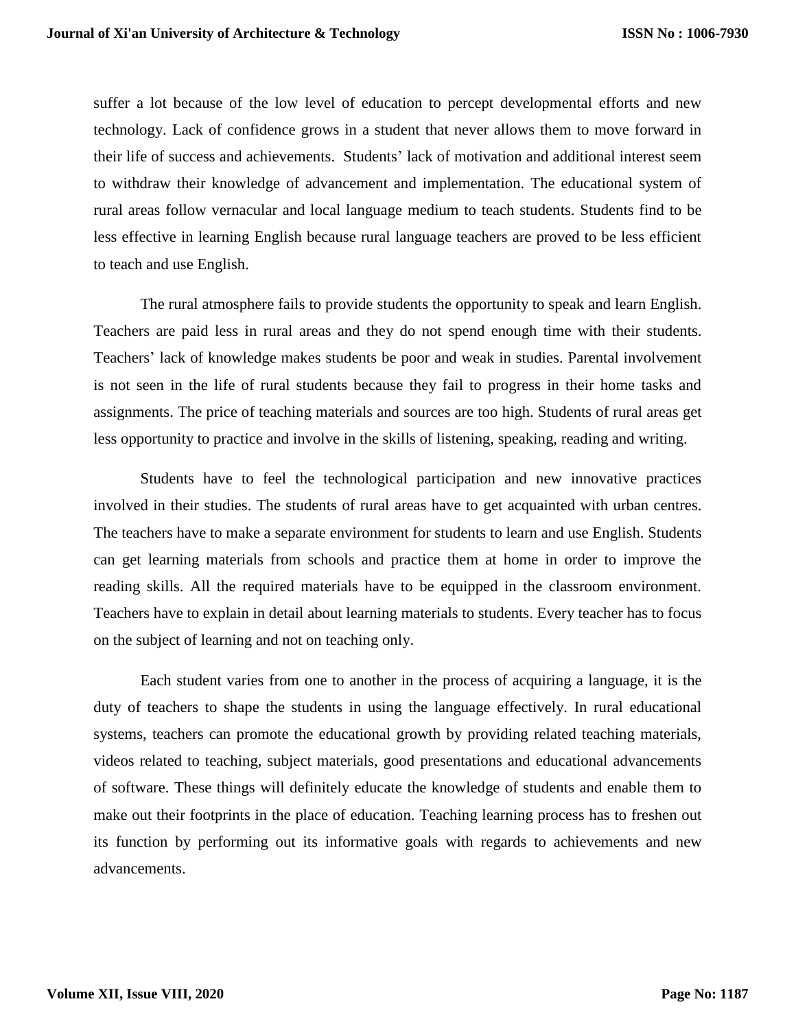suffer a lot because of the low level of education to percept developmental efforts and new technology. Lack of confidence grows in a student that never allows them to move forward in their life of success and achievements. Students' lack of motivation and additional interest seem to withdraw their knowledge of advancement and implementation. The educational system of rural areas follow vernacular and local language medium to teach students. Students find to be less effective in learning English because rural language teachers are proved to be less efficient to teach and use English.

The rural atmosphere fails to provide students the opportunity to speak and learn English. Teachers are paid less in rural areas and they do not spend enough time with their students. Teachers' lack of knowledge makes students be poor and weak in studies. Parental involvement is not seen in the life of rural students because they fail to progress in their home tasks and assignments. The price of teaching materials and sources are too high. Students of rural areas get less opportunity to practice and involve in the skills of listening, speaking, reading and writing.

Students have to feel the technological participation and new innovative practices involved in their studies. The students of rural areas have to get acquainted with urban centres. The teachers have to make a separate environment for students to learn and use English. Students can get learning materials from schools and practice them at home in order to improve the reading skills. All the required materials have to be equipped in the classroom environment. Teachers have to explain in detail about learning materials to students. Every teacher has to focus on the subject of learning and not on teaching only.

Each student varies from one to another in the process of acquiring a language, it is the duty of teachers to shape the students in using the language effectively. In rural educational systems, teachers can promote the educational growth by providing related teaching materials, videos related to teaching, subject materials, good presentations and educational advancements of software. These things will definitely educate the knowledge of students and enable them to make out their footprints in the place of education. Teaching learning process has to freshen out its function by performing out its informative goals with regards to achievements and new advancements.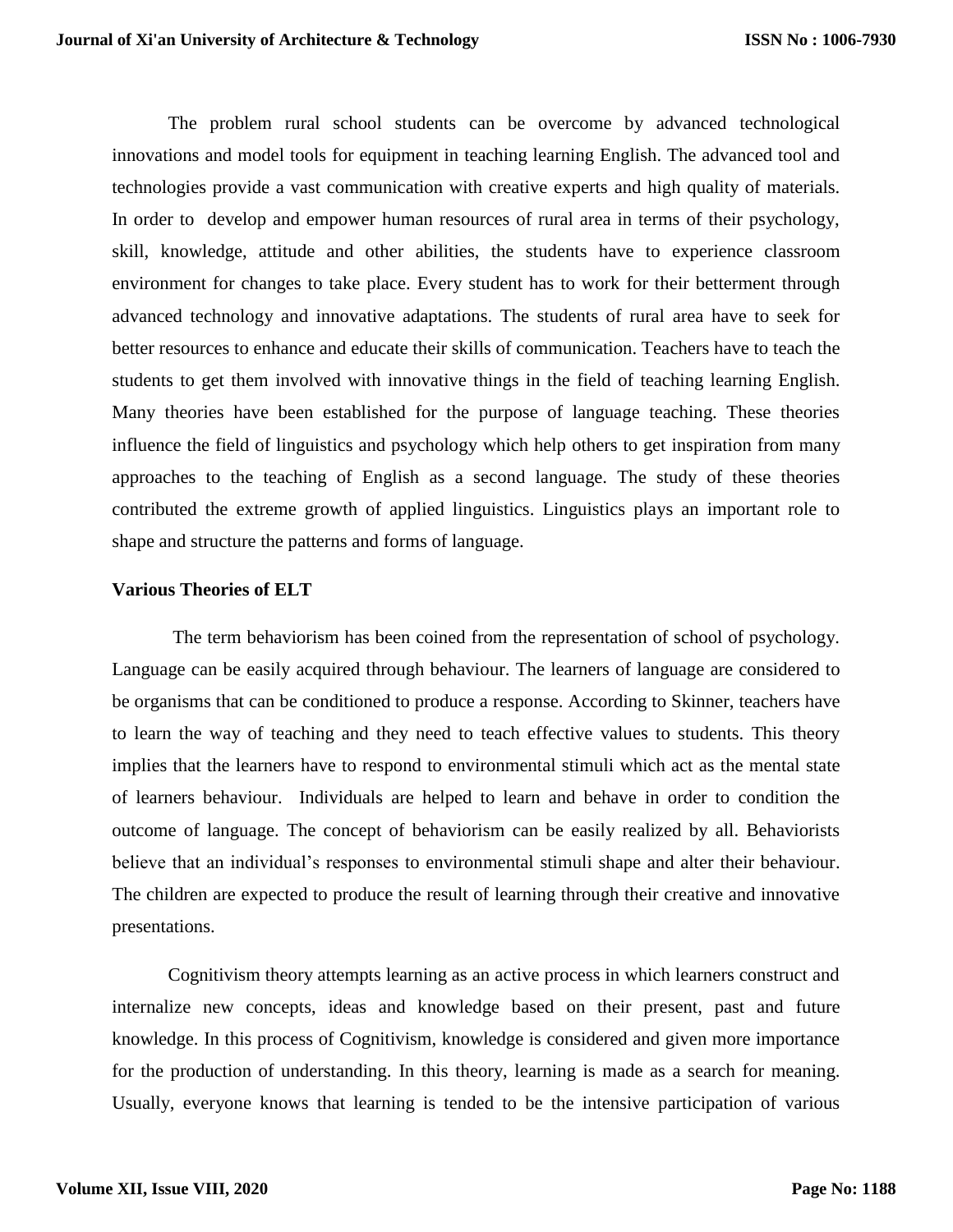The problem rural school students can be overcome by advanced technological innovations and model tools for equipment in teaching learning English. The advanced tool and technologies provide a vast communication with creative experts and high quality of materials. In order to develop and empower human resources of rural area in terms of their psychology, skill, knowledge, attitude and other abilities, the students have to experience classroom environment for changes to take place. Every student has to work for their betterment through advanced technology and innovative adaptations. The students of rural area have to seek for better resources to enhance and educate their skills of communication. Teachers have to teach the students to get them involved with innovative things in the field of teaching learning English. Many theories have been established for the purpose of language teaching. These theories influence the field of linguistics and psychology which help others to get inspiration from many approaches to the teaching of English as a second language. The study of these theories contributed the extreme growth of applied linguistics. Linguistics plays an important role to shape and structure the patterns and forms of language.

**Various Theories of ELT**

The term behaviorism has been coined from the representation of school of psychology. Language can be easily acquired through behaviour. The learners of language are considered to be organisms that can be conditioned to produce a response. According to Skinner, teachers have to learn the way of teaching and they need to teach effective values to students. This theory implies that the learners have to respond to environmental stimuli which act as the mental state of learners behaviour. Individuals are helped to learn and behave in order to condition the outcome of language. The concept of behaviorism can be easily realized by all. Behaviorists believe that an individual's responses to environmental stimuli shape and alter their behaviour. The children are expected to produce the result of learning through their creative and innovative presentations.

Cognitivism theory attempts learning as an active process in which learners construct and internalize new concepts, ideas and knowledge based on their present, past and future knowledge. In this process of Cognitivism, knowledge is considered and given more importance for the production of understanding. In this theory, learning is made as a search for meaning. Usually, everyone knows that learning is tended to be the intensive participation of various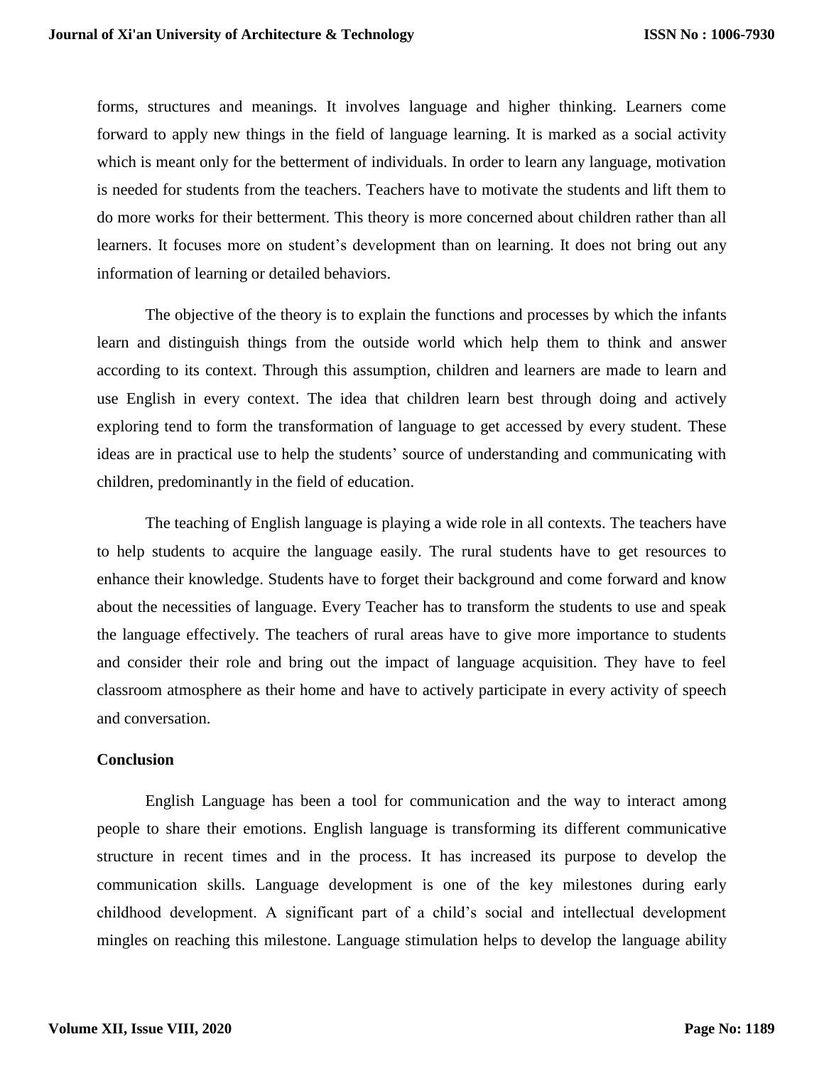forms, structures and meanings. It involves language and higher thinking. Learners come forward to apply new things in the field of language learning. It is marked as a social activity which is meant only for the betterment of individuals. In order to learn any language, motivation is needed for students from the teachers. Teachers have to motivate the students and lift them to do more works for their betterment. This theory is more concerned about children rather than all learners. It focuses more on student's development than on learning. It does not bring out any information of learning or detailed behaviors.

The objective of the theory is to explain the functions and processes by which the infants learn and distinguish things from the outside world which help them to think and answer according to its context. Through this assumption, children and learners are made to learn and use English in every context. The idea that children learn best through doing and actively exploring tend to form the transformation of language to get accessed by every student. These ideas are in practical use to help the students' source of understanding and communicating with children, predominantly in the field of education.

The teaching of English language is playing a wide role in all contexts. The teachers have to help students to acquire the language easily. The rural students have to get resources to enhance their knowledge. Students have to forget their background and come forward and know about the necessities of language. Every Teacher has to transform the students to use and speak the language effectively. The teachers of rural areas have to give more importance to students and consider their role and bring out the impact of language acquisition. They have to feel classroom atmosphere as their home and have to actively participate in every activity of speech and conversation.

## Conclusion

English Language has been a tool for communication and the way to interact among people to share their emotions. English language is transforming its different communicative structure in recent times and in the process. It has increased its purpose to develop the communication skills. Language development is one of the key milestones during early childhood development. A significant part of a child's social and intellectual development mingles on reaching this milestone. Language stimulation helps to develop the language ability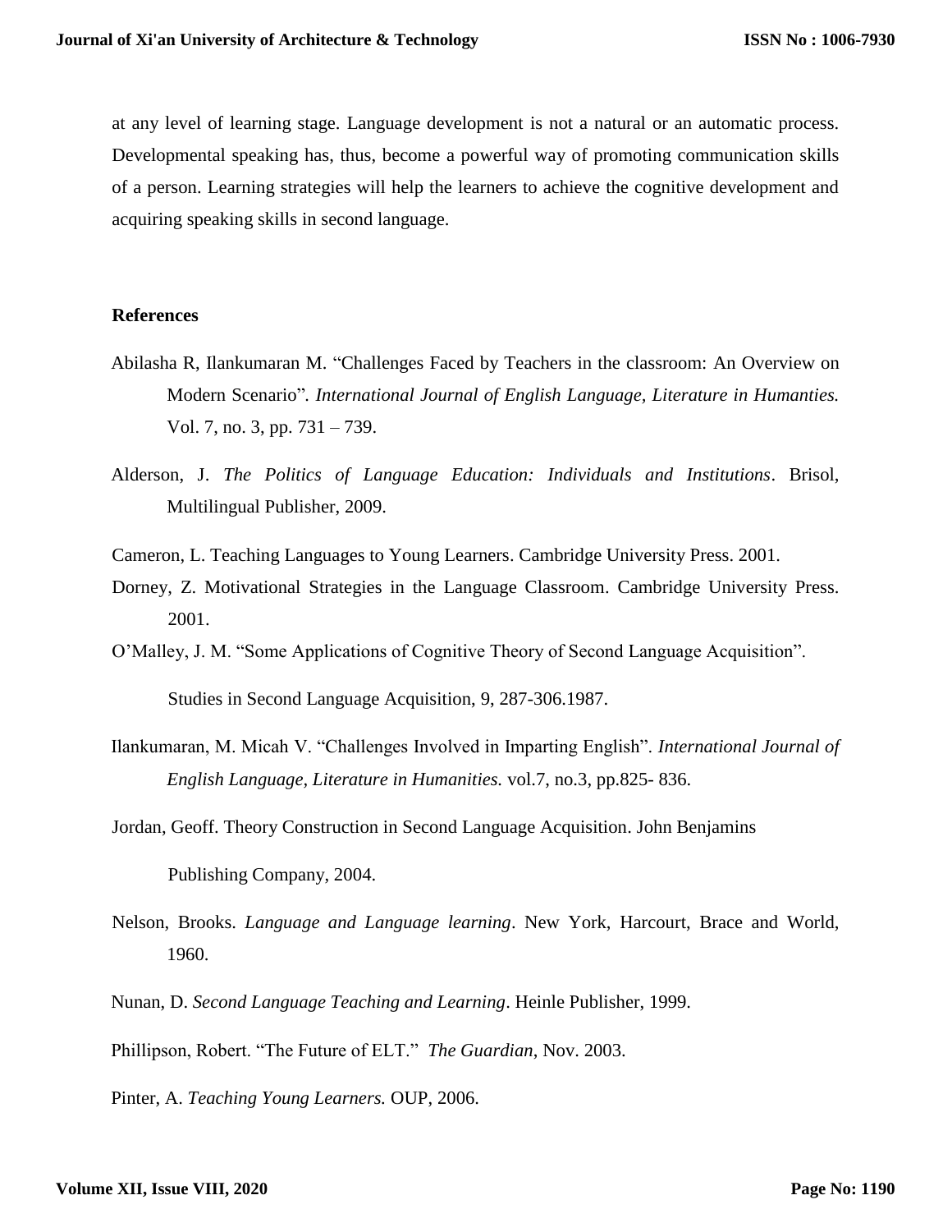at any level of learning stage. Language development is not a natural or an automatic process. Developmental speaking has, thus, become a powerful way of promoting communication skills of a person. Learning strategies will help the learners to achieve the cognitive development and acquiring speaking skills in second language.

### References

Abilasha R, Ilankumaran M. "Challenges Faced by Teachers in the classroom: An Overview on Modern Scenario". *International Journal of English Language, Literature in Humanties.* Vol. 7, no. 3, pp. 731 – 739.

Alderson, J. *The Politics of Language Education: Individuals and Institutions*. Brisol, Multilingual Publisher, 2009.

Cameron, L. Teaching Languages to Young Learners. Cambridge University Press. 2001.

Dorney, Z. Motivational Strategies in the Language Classroom. Cambridge University Press. 2001.

O'Malley, J. M. "Some Applications of Cognitive Theory of Second Language Acquisition". Studies in Second Language Acquisition, 9, 287-306.1987.

Ilankumaran, M. Micah V. "Challenges Involved in Imparting English". *International Journal of English Language, Literature in Humanities.* vol.7, no.3, pp.825- 836.

Jordan, Geoff. Theory Construction in Second Language Acquisition. John Benjamins Publishing Company, 2004.

Nelson, Brooks. *Language and Language learning*. New York, Harcourt, Brace and World, 1960.

Nunan, D. *Second Language Teaching and Learning*. Heinle Publisher, 1999.

Phillipson, Robert. "The Future of ELT." *The Guardian*, Nov. 2003.

Pinter, A. *Teaching Young Learners.* OUP, 2006.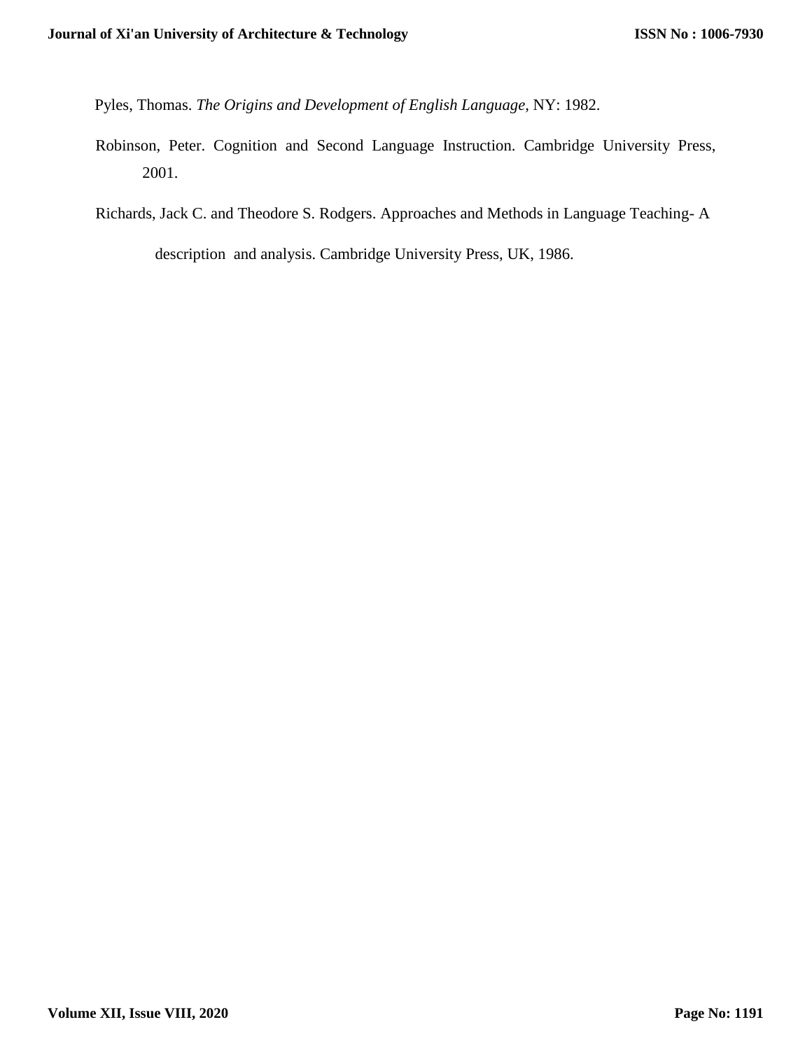Pyles, Thomas. *The Origins and Development of English Language*, NY: 1982.

Robinson, Peter. Cognition and Second Language Instruction. Cambridge University Press, 2001.

Richards, Jack C. and Theodore S. Rodgers. Approaches and Methods in Language Teaching- A description and analysis. Cambridge University Press, UK, 1986.